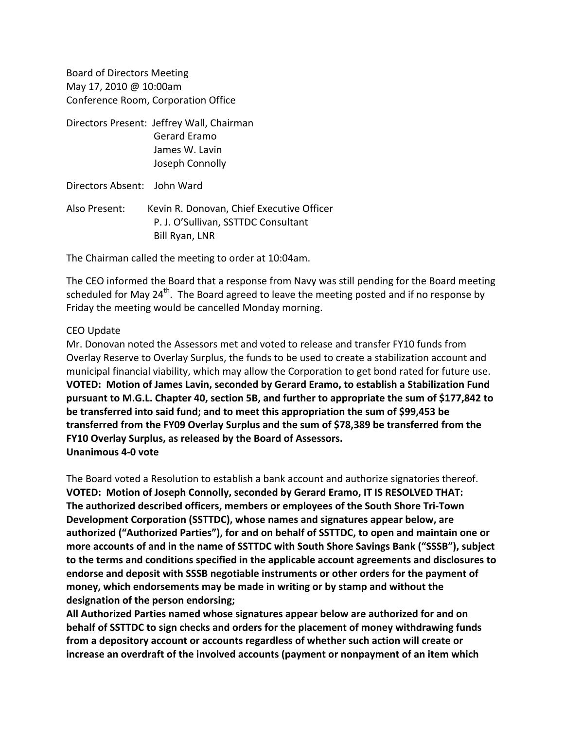Board of Directors Meeting
May 17, 2010 @ 10:00am
Conference Room, Corporation Office

Directors Present: Jeffrey Wall, Chairman
Gerard Eramo
James W. Lavin
Joseph Connolly

Directors Absent: John Ward

Also Present: Kevin R. Donovan, Chief Executive Officer
P. J. O'Sullivan, SSTTDC Consultant
Bill Ryan, LNR

The Chairman called the meeting to order at 10:04am.

The CEO informed the Board that a response from Navy was still pending for the Board meeting scheduled for May 24th. The Board agreed to leave the meeting posted and if no response by Friday the meeting would be cancelled Monday morning.

CEO Update

Mr. Donovan noted the Assessors met and voted to release and transfer FY10 funds from Overlay Reserve to Overlay Surplus, the funds to be used to create a stabilization account and municipal financial viability, which may allow the Corporation to get bond rated for future use.

**VOTED: Motion of James Lavin, seconded by Gerard Eramo, to establish a Stabilization Fund pursuant to M.G.L. Chapter 40, section 5B, and further to appropriate the sum of $177,842 to be transferred into said fund; and to meet this appropriation the sum of $99,453 be transferred from the FY09 Overlay Surplus and the sum of $78,389 be transferred from the FY10 Overlay Surplus, as released by the Board of Assessors.**
**Unanimous 4-0 vote**

The Board voted a Resolution to establish a bank account and authorize signatories thereof.

**VOTED: Motion of Joseph Connolly, seconded by Gerard Eramo, IT IS RESOLVED THAT:**
**The authorized described officers, members or employees of the South Shore Tri-Town Development Corporation (SSTTDC), whose names and signatures appear below, are authorized ("Authorized Parties"), for and on behalf of SSTTDC, to open and maintain one or more accounts of and in the name of SSTTDC with South Shore Savings Bank ("SSSB"), subject to the terms and conditions specified in the applicable account agreements and disclosures to endorse and deposit with SSSB negotiable instruments or other orders for the payment of money, which endorsements may be made in writing or by stamp and without the designation of the person endorsing;**
**All Authorized Parties named whose signatures appear below are authorized for and on behalf of SSTTDC to sign checks and orders for the placement of money withdrawing funds from a depository account or accounts regardless of whether such action will create or increase an overdraft of the involved accounts (payment or nonpayment of an item which**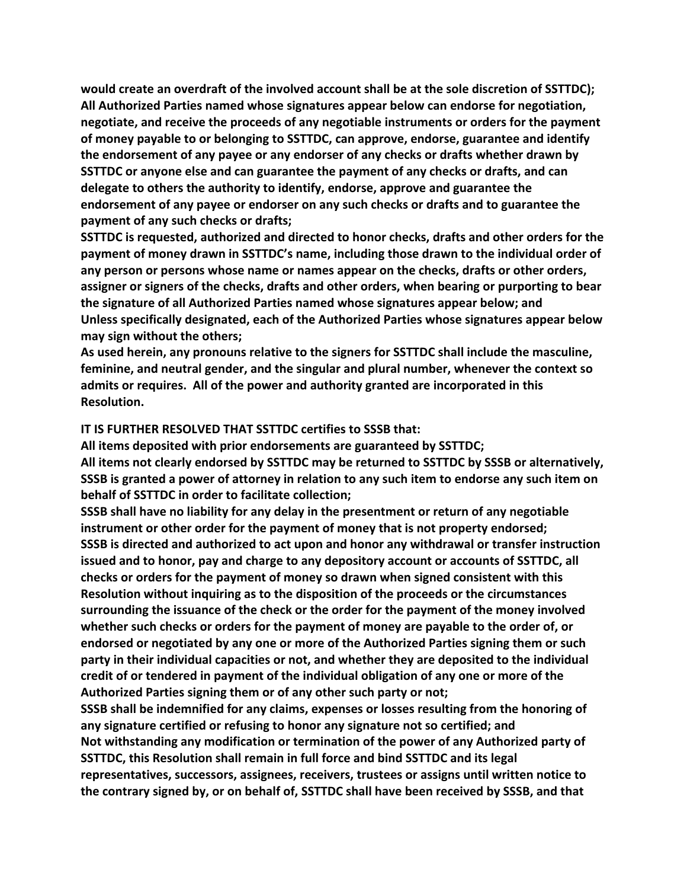**would create an overdraft of the involved account shall be at the sole discretion of SSTTDC);**
**All Authorized Parties named whose signatures appear below can endorse for negotiation, negotiate, and receive the proceeds of any negotiable instruments or orders for the payment of money payable to or belonging to SSTTDC, can approve, endorse, guarantee and identify the endorsement of any payee or any endorser of any checks or drafts whether drawn by SSTTDC or anyone else and can guarantee the payment of any checks or drafts, and can delegate to others the authority to identify, endorse, approve and guarantee the endorsement of any payee or endorser on any such checks or drafts and to guarantee the payment of any such checks or drafts;**
**SSTTDC is requested, authorized and directed to honor checks, drafts and other orders for the payment of money drawn in SSTTDC's name, including those drawn to the individual order of any person or persons whose name or names appear on the checks, drafts or other orders, assigner or signers of the checks, drafts and other orders, when bearing or purporting to bear the signature of all Authorized Parties named whose signatures appear below; and**
**Unless specifically designated, each of the Authorized Parties whose signatures appear below may sign without the others;**
**As used herein, any pronouns relative to the signers for SSTTDC shall include the masculine, feminine, and neutral gender, and the singular and plural number, whenever the context so admits or requires. All of the power and authority granted are incorporated in this Resolution.**

**IT IS FURTHER RESOLVED THAT SSTTDC certifies to SSSB that:**
**All items deposited with prior endorsements are guaranteed by SSTTDC;**
**All items not clearly endorsed by SSTTDC may be returned to SSTTDC by SSSB or alternatively, SSSB is granted a power of attorney in relation to any such item to endorse any such item on behalf of SSTTDC in order to facilitate collection;**
**SSSB shall have no liability for any delay in the presentment or return of any negotiable instrument or other order for the payment of money that is not property endorsed;**
**SSSB is directed and authorized to act upon and honor any withdrawal or transfer instruction issued and to honor, pay and charge to any depository account or accounts of SSTTDC, all checks or orders for the payment of money so drawn when signed consistent with this Resolution without inquiring as to the disposition of the proceeds or the circumstances surrounding the issuance of the check or the order for the payment of the money involved whether such checks or orders for the payment of money are payable to the order of, or endorsed or negotiated by any one or more of the Authorized Parties signing them or such party in their individual capacities or not, and whether they are deposited to the individual credit of or tendered in payment of the individual obligation of any one or more of the Authorized Parties signing them or of any other such party or not;**
**SSSB shall be indemnified for any claims, expenses or losses resulting from the honoring of any signature certified or refusing to honor any signature not so certified; and**
**Not withstanding any modification or termination of the power of any Authorized party of SSTTDC, this Resolution shall remain in full force and bind SSTTDC and its legal representatives, successors, assignees, receivers, trustees or assigns until written notice to the contrary signed by, or on behalf of, SSTTDC shall have been received by SSSB, and that**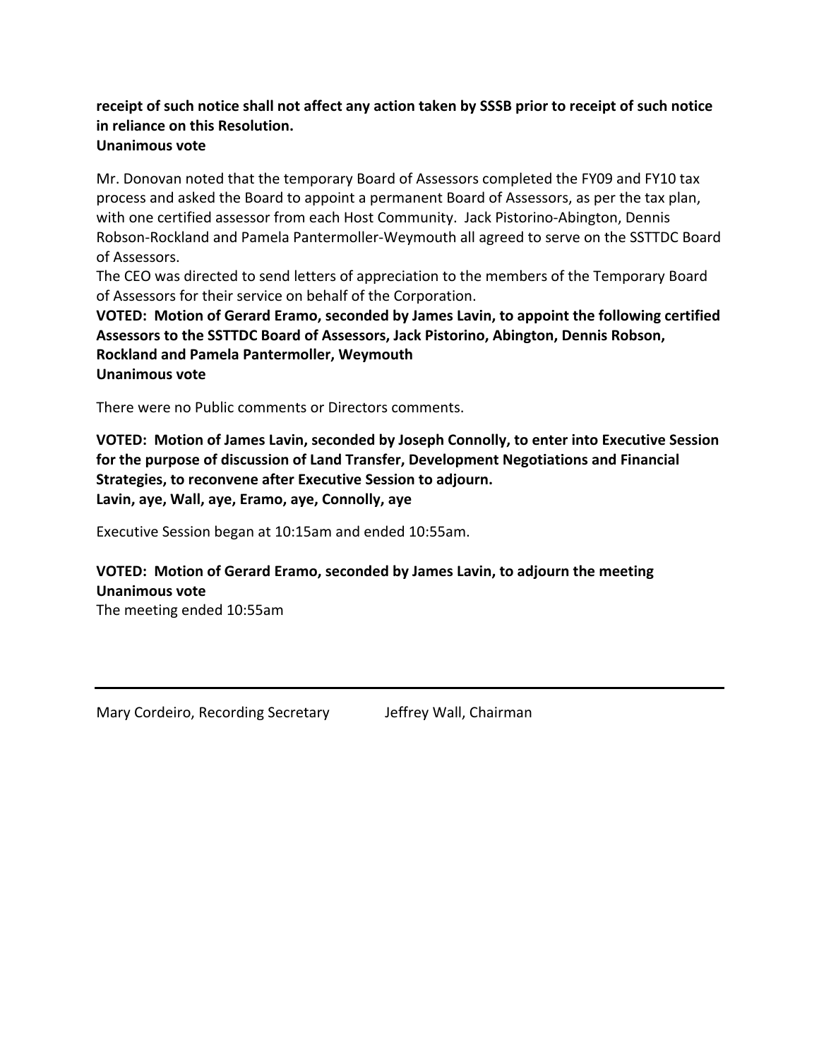**receipt of such notice shall not affect any action taken by SSSB prior to receipt of such notice in reliance on this Resolution.**
**Unanimous vote**

Mr. Donovan noted that the temporary Board of Assessors completed the FY09 and FY10 tax process and asked the Board to appoint a permanent Board of Assessors, as per the tax plan, with one certified assessor from each Host Community. Jack Pistorino-Abington, Dennis Robson-Rockland and Pamela Pantermoller-Weymouth all agreed to serve on the SSTTDC Board of Assessors.
The CEO was directed to send letters of appreciation to the members of the Temporary Board of Assessors for their service on behalf of the Corporation.
**VOTED: Motion of Gerard Eramo, seconded by James Lavin, to appoint the following certified Assessors to the SSTTDC Board of Assessors, Jack Pistorino, Abington, Dennis Robson, Rockland and Pamela Pantermoller, Weymouth**
**Unanimous vote**

There were no Public comments or Directors comments.

**VOTED: Motion of James Lavin, seconded by Joseph Connolly, to enter into Executive Session for the purpose of discussion of Land Transfer, Development Negotiations and Financial Strategies, to reconvene after Executive Session to adjourn.**
**Lavin, aye, Wall, aye, Eramo, aye, Connolly, aye**

Executive Session began at 10:15am and ended 10:55am.

**VOTED: Motion of Gerard Eramo, seconded by James Lavin, to adjourn the meeting**
**Unanimous vote**
The meeting ended 10:55am

---

Mary Cordeiro, Recording Secretary Jeffrey Wall, Chairman